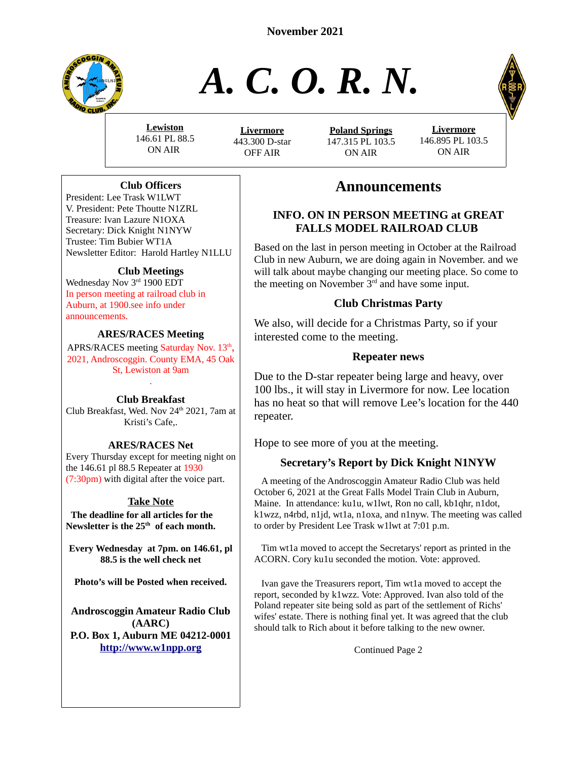November 2021

# A. C. O. R. N.

| Lewiston | Livermore | Poland Springs | Livermore |
| --- | --- | --- | --- |
| 146.61 PL 88.5 | 443.300 D-star | 147.315 PL 103.5 | 146.895 PL 103.5 |
| ON AIR | OFF AIR | ON AIR | ON AIR |

### Club Officers

President: Lee Trask W1LWT
V. President: Pete Thoutte N1ZRL
Treasurer: Ivan Lazure N1OXA
Secretary: Dick Knight N1NYW
Trustee: Tim Bubier WT1A
Newsletter Editor: Harold Hartley N1LLU

### Club Meetings

Wednesday Nov 3rd 1900 EDT
In person meeting at railroad club in Auburn, at 1900.see info under announcements.

### ARES/RACES Meeting

APRS/RACES meeting Saturday Nov. 13th, 2021, Androscoggin. County EMA, 45 Oak St, Lewiston at 9am

### Club Breakfast

Club Breakfast, Wed. Nov 24th 2021, 7am at Kristi's Cafe,.

### ARES/RACES Net

Every Thursday except for meeting night on the 146.61 pl 88.5 Repeater at 1930 (7:30pm) with digital after the voice part.

### Take Note

**The deadline for all articles for the Newsletter is the 25th of each month.**

**Every Wednesday at 7pm. on 146.61, pl 88.5 is the well check net**

**Photo's will be Posted when received.**

**Androscoggin Amateur Radio Club (AARC)**
**P.O. Box 1, Auburn ME 04212-0001**
**http://www.w1npp.org**

## Announcements

### INFO. ON IN PERSON MEETING at GREAT FALLS MODEL RAILROAD CLUB

Based on the last in person meeting in October at the Railroad Club in new Auburn, we are doing again in November. and we will talk about maybe changing our meeting place. So come to the meeting on November 3rd and have some input.

### Club Christmas Party

We also, will decide for a Christmas Party, so if your interested come to the meeting.

### Repeater news

Due to the D-star repeater being large and heavy, over 100 lbs., it will stay in Livermore for now. Lee location has no heat so that will remove Lee's location for the 440 repeater.

Hope to see more of you at the meeting.

### Secretary's Report by Dick Knight N1NYW

A meeting of the Androscoggin Amateur Radio Club was held October 6, 2021 at the Great Falls Model Train Club in Auburn, Maine. In attendance: ku1u, w1lwt, Ron no call, kb1qhr, n1dot, k1wzz, n4rbd, n1jd, wt1a, n1oxa, and n1nyw. The meeting was called to order by President Lee Trask w1lwt at 7:01 p.m.

Tim wt1a moved to accept the Secretarys' report as printed in the ACORN. Cory ku1u seconded the motion. Vote: approved.

Ivan gave the Treasurers report, Tim wt1a moved to accept the report, seconded by k1wzz. Vote: Approved. Ivan also told of the Poland repeater site being sold as part of the settlement of Richs' wifes' estate. There is nothing final yet. It was agreed that the club should talk to Rich about it before talking to the new owner.

Continued Page 2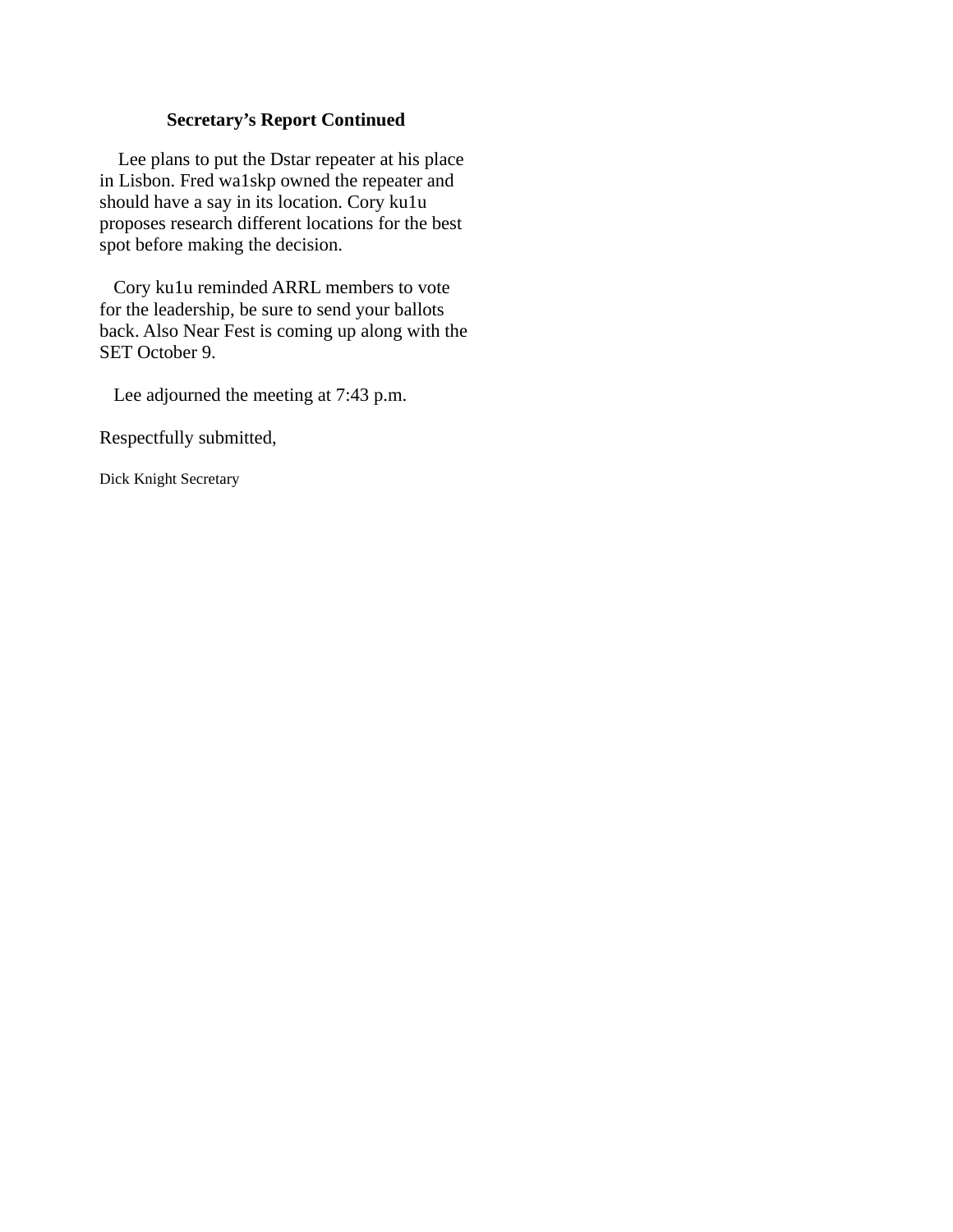### Secretary's Report Continued

Lee plans to put the Dstar repeater at his place in Lisbon. Fred wa1skp owned the repeater and should have a say in its location. Cory ku1u proposes research different locations for the best spot before making the decision.

Cory ku1u reminded ARRL members to vote for the leadership, be sure to send your ballots back. Also Near Fest is coming up along with the SET October 9.

Lee adjourned the meeting at 7:43 p.m.

Respectfully submitted,

Dick Knight Secretary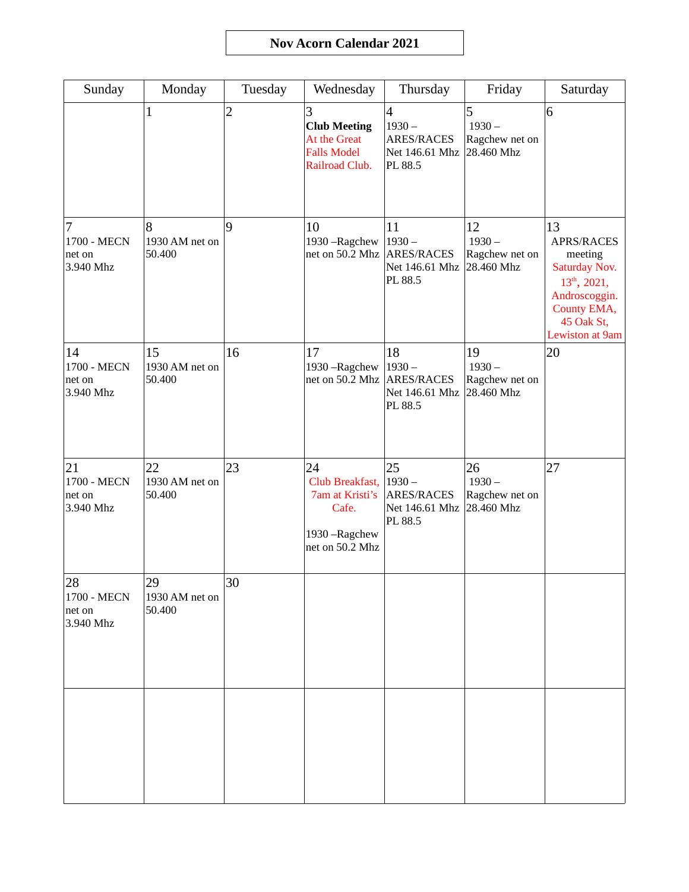# Nov Acorn Calendar 2021

| Sunday | Monday | Tuesday | Wednesday | Thursday | Friday | Saturday |
|---|---|---|---|---|---|---|
| | 1 | 2 | 3 **Club Meeting** At the Great Falls Model Railroad Club. | 4 1930 – ARES/RACES Net 146.61 Mhz PL 88.5 | 5 1930 – Ragchew net on 28.460 Mhz | 6 |
| 7 1700 - MECN net on 3.940 Mhz | 8 1930 AM net on 50.400 | 9 | 10 1930 –Ragchew net on 50.2 Mhz | 11 1930 – ARES/RACES Net 146.61 Mhz PL 88.5 | 12 1930 – Ragchew net on 28.460 Mhz | 13 APRS/RACES meeting Saturday Nov. 13th, 2021, Androscoggin. County EMA, 45 Oak St, Lewiston at 9am |
| 14 1700 - MECN net on 3.940 Mhz | 15 1930 AM net on 50.400 | 16 | 17 1930 –Ragchew net on 50.2 Mhz | 18 1930 – ARES/RACES Net 146.61 Mhz PL 88.5 | 19 1930 – Ragchew net on 28.460 Mhz | 20 |
| 21 1700 - MECN net on 3.940 Mhz | 22 1930 AM net on 50.400 | 23 | 24 Club Breakfast, 7am at Kristi's Cafe. 1930 –Ragchew net on 50.2 Mhz | 25 1930 – ARES/RACES Net 146.61 Mhz PL 88.5 | 26 1930 – Ragchew net on 28.460 Mhz | 27 |
| 28 1700 - MECN net on 3.940 Mhz | 29 1930 AM net on 50.400 | 30 | | | | |
| | | | | | | |